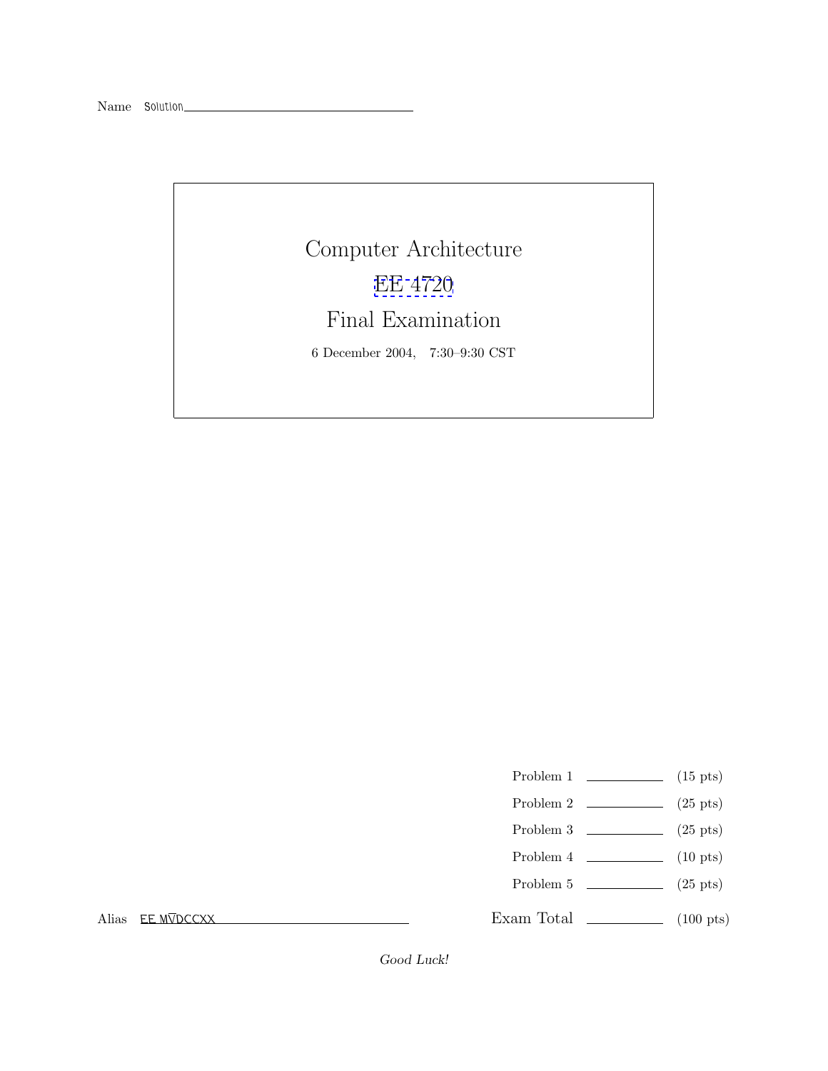Name Solution

# Computer Architecture

## EE 4720

## Final Examination

6 December 2004, 7:30–9:30 CST

| | | |
|---|---|---|
| Problem 1 | | (15 pts) |
| Problem 2 | | (25 pts) |
| Problem 3 | | (25 pts) |
| Problem 4 | | (10 pts) |
| Problem 5 | | (25 pts) |
| Exam Total | | (100 pts) |

Alias EE M$\overline{\text{V}}$DCCXX

*Good Luck!*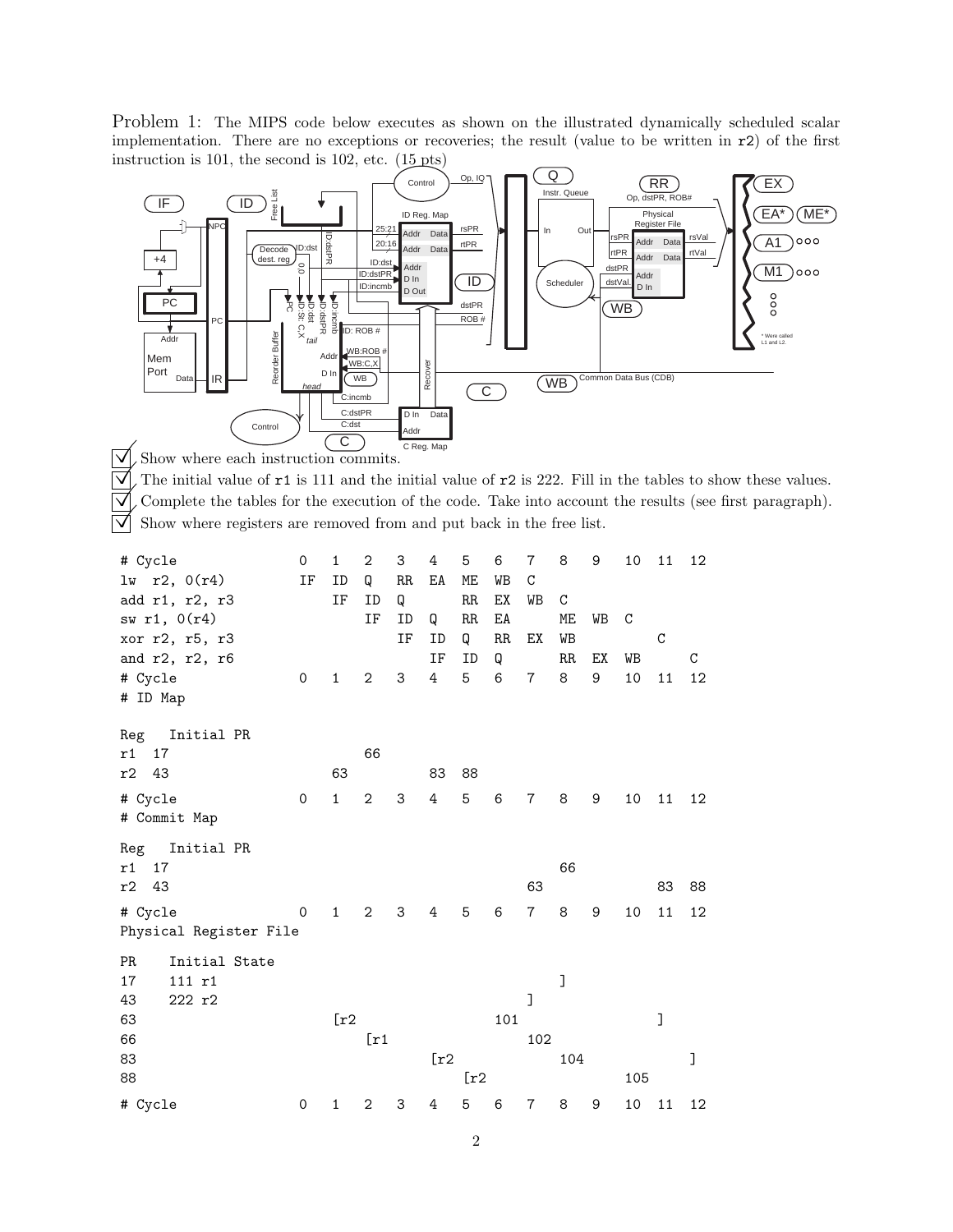Problem 1: The MIPS code below executes as shown on the illustrated dynamically scheduled scalar implementation. There are no exceptions or recoveries; the result (value to be written in r2) of the first instruction is 101, the second is 102, etc. (15 pts)

- ☑ Show where each instruction commits.
- ☑ The initial value of r1 is 111 and the initial value of r2 is 222. Fill in the tables to show these values.
- ☑ Complete the tables for the execution of the code. Take into account the results (see first paragraph).
- ☑ Show where registers are removed from and put back in the free list.

| # Cycle | 0 | 1 | 2 | 3 | 4 | 5 | 6 | 7 | 8 | 9 | 10 | 11 | 12 |
|---|---|---|---|---|---|---|---|---|---|---|---|---|---|
| lw r2, 0(r4) | IF | ID | Q | RR | EA | ME | WB | C | | | | | |
| add r1, r2, r3 | | IF | ID | Q | | RR | EX | WB | C | | | | |
| sw r1, 0(r4) | | | IF | ID | Q | RR | EA | | ME | WB | C | | |
| xor r2, r5, r3 | | | | IF | ID | Q | RR | EX | WB | | | C | |
| and r2, r2, r6 | | | | | IF | ID | Q | | RR | EX | WB | | C |

# ID Map

| Reg Initial PR | 0 | 1 | 2 | 3 | 4 | 5 | 6 | 7 | 8 | 9 | 10 | 11 | 12 |
|---|---|---|---|---|---|---|---|---|---|---|---|---|---|
| r1 17 | | | 66 | | | | | | | | | | |
| r2 43 | | 63 | | | 83 | 88 | | | | | | | |

# Commit Map

| Reg Initial PR | 0 | 1 | 2 | 3 | 4 | 5 | 6 | 7 | 8 | 9 | 10 | 11 | 12 |
|---|---|---|---|---|---|---|---|---|---|---|---|---|---|
| r1 17 | | | | | | | | | 66 | | | | |
| r2 43 | | | | | | | | 63 | | | | 83 | 88 |

# Physical Register File

| PR Initial State | 0 | 1 | 2 | 3 | 4 | 5 | 6 | 7 | 8 | 9 | 10 | 11 | 12 |
|---|---|---|---|---|---|---|---|---|---|---|---|---|---|
| 17 111 r1 | | | | | | | | | ] | | | | |
| 43 222 r2 | | | | | | | | ] | | | | | |
| 63 | | [r2 | | | | | 101 | | | | | ] | |
| 66 | | | [r1 | | | | | 102 | | | | | |
| 83 | | | | | [r2 | | | | 104 | | | | ] |
| 88 | | | | | | [r2 | | | | | 105 | | |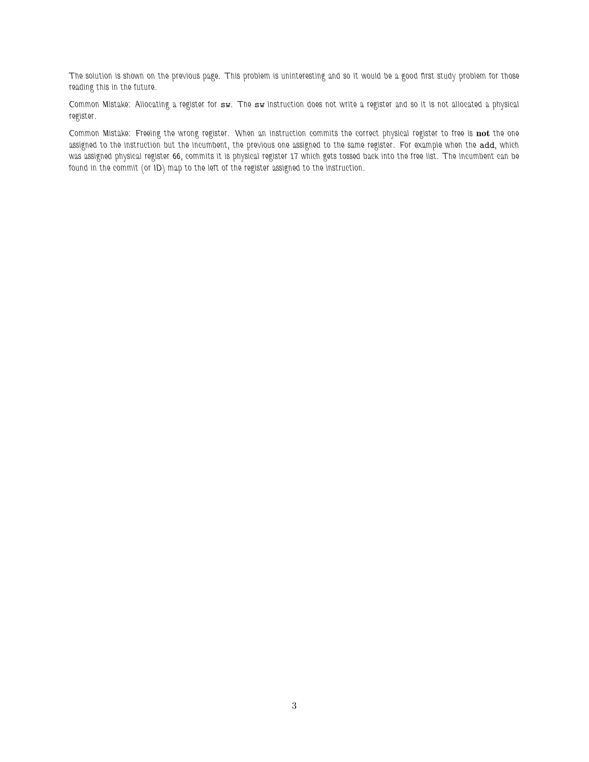The solution is shown on the previous page. This problem is uninteresting and so it would be a good first study problem for those reading this in the future.

Common Mistake: Allocating a register for `sw`. The `sw` instruction does not write a register and so it is not allocated a physical register.

Common Mistake: Freeing the wrong register. When an instruction commits the correct physical register to free is **not** the one assigned to the instruction but the incumbent, the previous one assigned to the same register. For example when the `add`, which was assigned physical register 66, commits it is physical register 17 which gets tossed back into the free list. The incumbent can be found in the commit (or ID) map to the left of the register assigned to the instruction.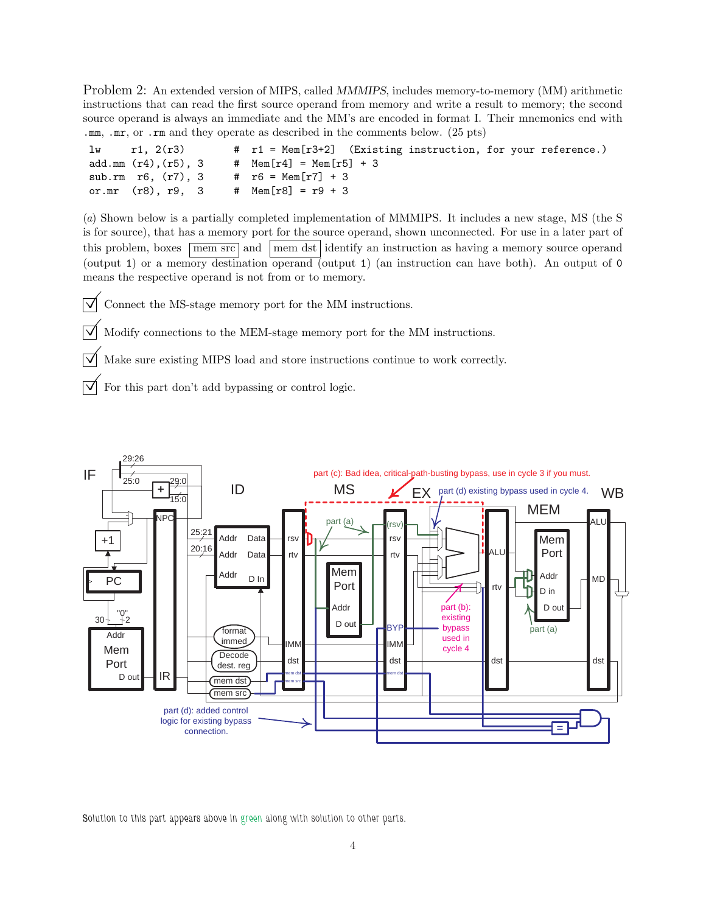Problem 2: An extended version of MIPS, called *MMMIPS*, includes memory-to-memory (MM) arithmetic instructions that can read the first source operand from memory and write a result to memory; the second source operand is always an immediate and the MM's are encoded in format I. Their mnemonics end with .mm, .mr, or .rm and they operate as described in the comments below. (25 pts)

```
lw      r1, 2(r3)         #  r1 = Mem[r3+2]   (Existing instruction, for your reference.)
add.mm  (r4),(r5), 3      #  Mem[r4] = Mem[r5] + 3
sub.rm  r6, (r7), 3       #  r6 = Mem[r7] + 3
or.mr   (r8), r9,  3      #  Mem[r8] = r9 + 3
```

(*a*) Shown below is a partially completed implementation of MMMIPS. It includes a new stage, MS (the S is for source), that has a memory port for the source operand, shown unconnected. For use in a later part of this problem, boxes mem src and mem dst identify an instruction as having a memory source operand (output 1) or a memory destination operand (output 1) (an instruction can have both). An output of 0 means the respective operand is not from or to memory.

☑ Connect the MS-stage memory port for the MM instructions.

☑ Modify connections to the MEM-stage memory port for the MM instructions.

☑ Make sure existing MIPS load and store instructions continue to work correctly.

☑ For this part don't add bypassing or control logic.

Solution to this part appears above in green along with solution to other parts.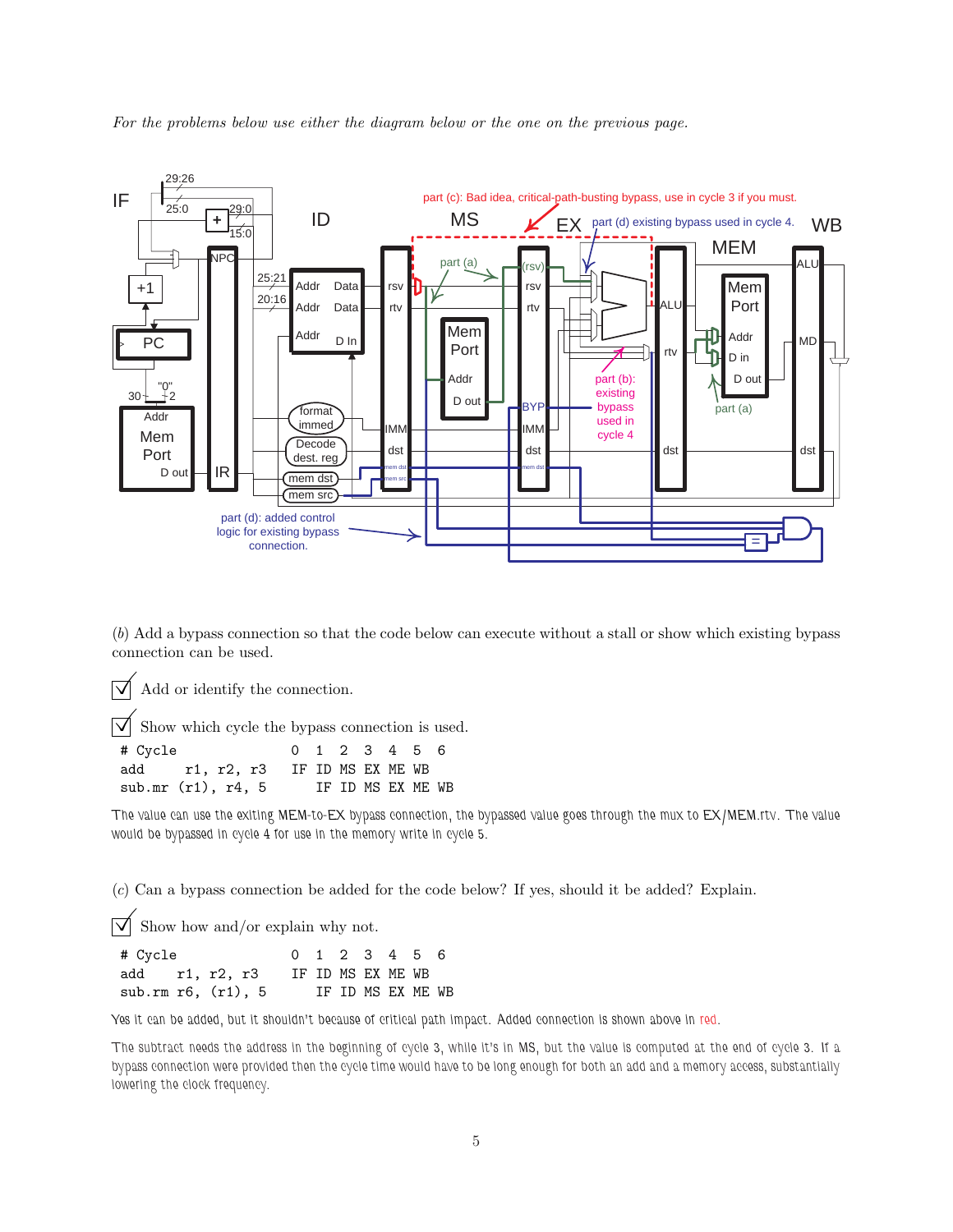*For the problems below use either the diagram below or the one on the previous page.*

(*b*) Add a bypass connection so that the code below can execute without a stall or show which existing bypass connection can be used.

☑ Add or identify the connection.

☑ Show which cycle the bypass connection is used.

```
# Cycle               0  1  2  3  4  5  6
add       r1, r2, r3  IF ID MS EX ME WB
sub.mr (r1), r4, 5       IF ID MS EX ME WB
```

The value can use the exiting MEM-to-EX bypass connection, the bypassed value goes through the mux to EX/MEM.rtv. The value would be bypassed in cycle 4 for use in the memory write in cycle 5.

(*c*) Can a bypass connection be added for the code below? If yes, should it be added? Explain.

☑ Show how and/or explain why not.

```
# Cycle               0  1  2  3  4  5  6
add       r1, r2, r3  IF ID MS EX ME WB
sub.rm r6, (r1), 5       IF ID MS EX ME WB
```

Yes it can be added, but it shouldn't because of critical path impact. Added connection is shown above in red.

The subtract needs the address in the beginning of cycle 3, while it's in MS, but the value is computed at the end of cycle 3. If a bypass connection were provided then the cycle time would have to be long enough for both an add and a memory access, substantially lowering the clock frequency.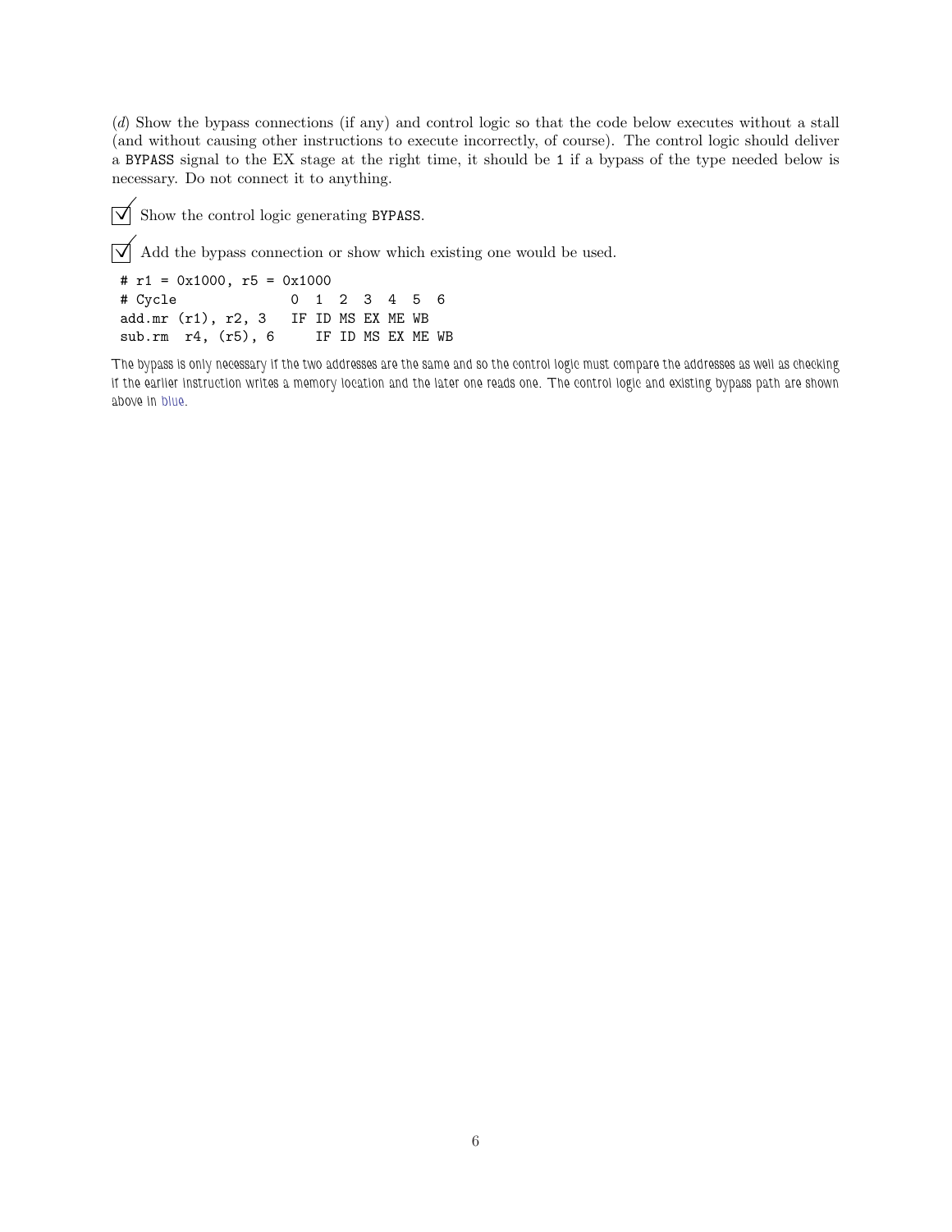(*d*) Show the bypass connections (if any) and control logic so that the code below executes without a stall (and without causing other instructions to execute incorrectly, of course). The control logic should deliver a BYPASS signal to the EX stage at the right time, it should be 1 if a bypass of the type needed below is necessary. Do not connect it to anything.

☑ Show the control logic generating BYPASS.

☑ Add the bypass connection or show which existing one would be used.

```
# r1 = 0x1000, r5 = 0x1000
# Cycle              0  1  2  3  4  5  6
add.mr (r1), r2, 3   IF ID MS EX ME WB
sub.rm  r4, (r5), 6     IF ID MS EX ME WB
```

*The bypass is only necessary if the two addresses are the same and so the control logic must compare the addresses as well as checking if the earlier instruction writes a memory location and the later one reads one. The control logic and existing bypass path are shown above in blue.*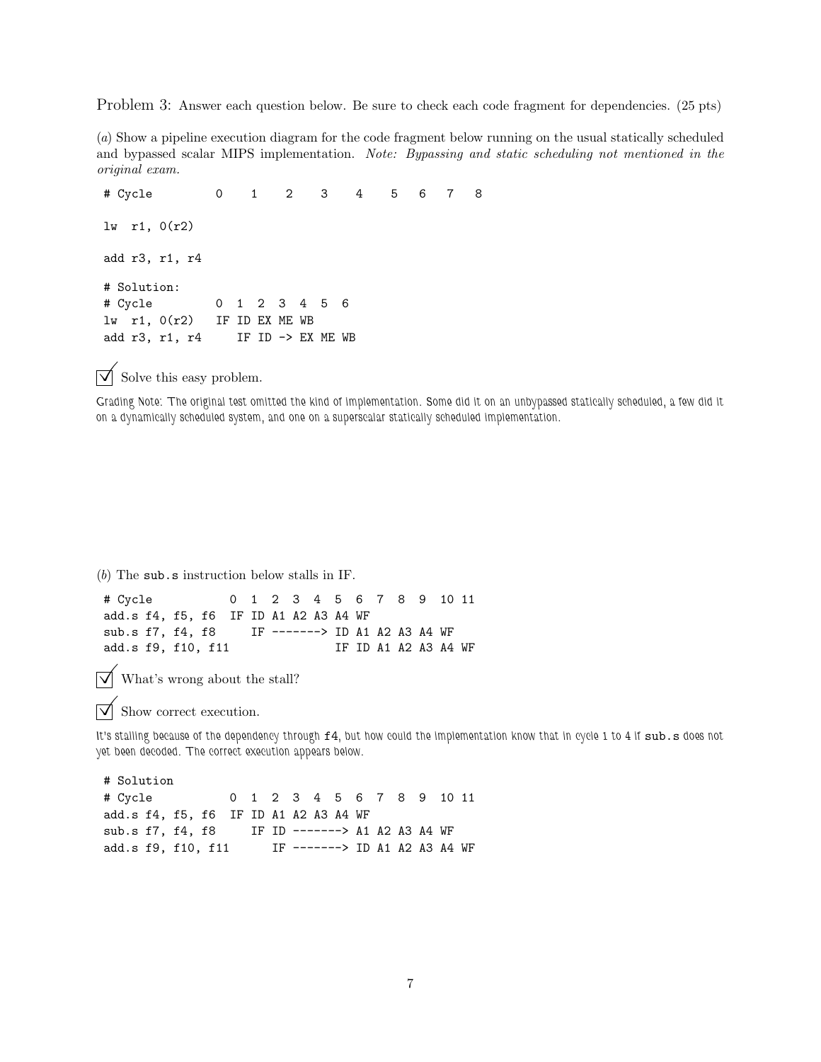Problem 3: Answer each question below. Be sure to check each code fragment for dependencies. (25 pts)

(*a*) Show a pipeline execution diagram for the code fragment below running on the usual statically scheduled and bypassed scalar MIPS implementation. *Note: Bypassing and static scheduling not mentioned in the original exam.*

```
# Cycle         0    1    2    3    4    5   6   7   8

lw  r1, 0(r2)

add r3, r1, r4

# Solution:
# Cycle         0  1  2  3  4  5  6
lw  r1, 0(r2)   IF ID EX ME WB
add r3, r1, r4     IF ID -> EX ME WB
```

☑ Solve this easy problem.

Grading Note: The original test omitted the kind of implementation. Some did it on an unbypassed statically scheduled, a few did it on a dynamically scheduled system, and one on a superscalar statically scheduled implementation.

(*b*) The `sub.s` instruction below stalls in IF.

```
# Cycle           0  1  2  3  4  5  6  7  8  9  10 11
add.s f4, f5, f6  IF ID A1 A2 A3 A4 WF
sub.s f7, f4, f8     IF -------> ID A1 A2 A3 A4 WF
add.s f9, f10, f11               IF ID A1 A2 A3 A4 WF
```

☑ What's wrong about the stall?

☑ Show correct execution.

It's stalling because of the dependency through `f4`, but how could the implementation know that in cycle 1 to 4 if `sub.s` does not yet been decoded. The correct execution appears below.

```
# Solution
# Cycle           0  1  2  3  4  5  6  7  8  9  10 11
add.s f4, f5, f6  IF ID A1 A2 A3 A4 WF
sub.s f7, f4, f8     IF ID -------> A1 A2 A3 A4 WF
add.s f9, f10, f11      IF -------> ID A1 A2 A3 A4 WF
```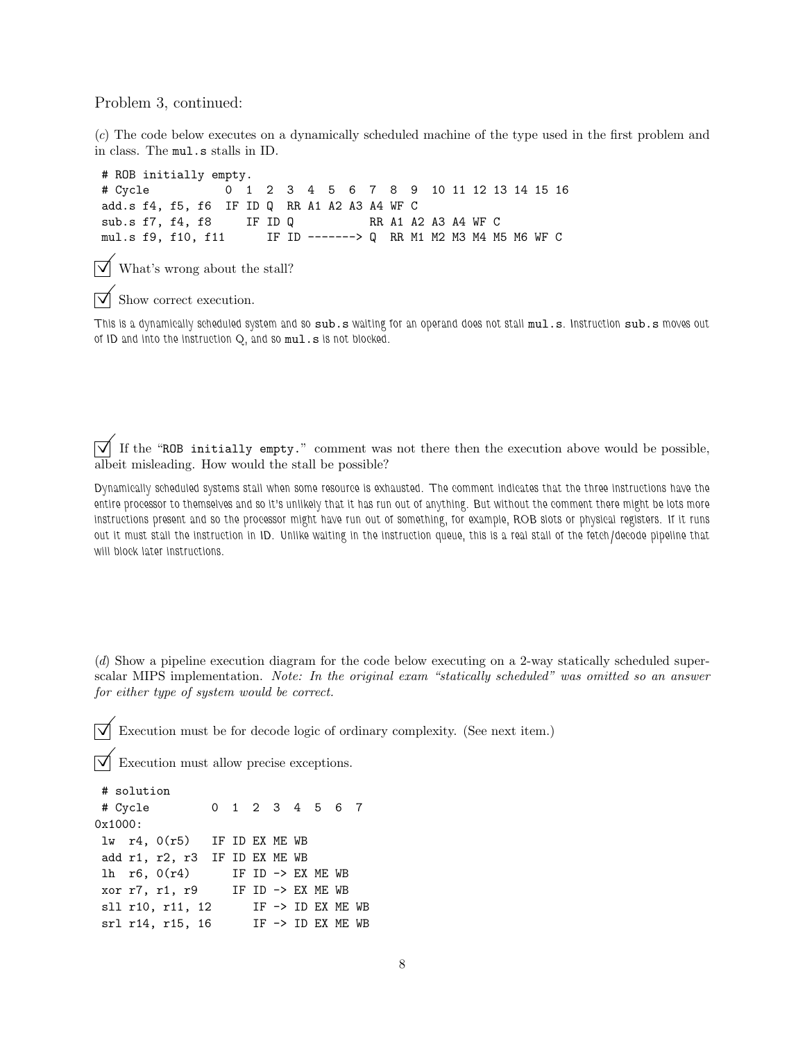Problem 3, continued:

(*c*) The code below executes on a dynamically scheduled machine of the type used in the first problem and in class. The `mul.s` stalls in ID.

```
# ROB initially empty.
# Cycle           0  1  2  3  4  5  6  7  8  9  10 11 12 13 14 15 16
add.s f4, f5, f6  IF ID Q  RR A1 A2 A3 A4 WF C
sub.s f7, f4, f8     IF ID Q           RR A1 A2 A3 A4 WF C
mul.s f9, f10, f11      IF ID -------> Q  RR M1 M2 M3 M4 M5 M6 WF C
```

☑ What's wrong about the stall?

☑ Show correct execution.

This is a dynamically scheduled system and so `sub.s` waiting for an operand does not stall `mul.s`. Instruction `sub.s` moves out of ID and into the instruction Q, and so `mul.s` is not blocked.

☑ If the "`ROB initially empty.`" comment was not there then the execution above would be possible, albeit misleading. How would the stall be possible?

Dynamically scheduled systems stall when some resource is exhausted. The comment indicates that the three instructions have the entire processor to themselves and so it's unlikely that it has run out of anything. But without the comment there might be lots more instructions present and so the processor might have run out of something, for example, ROB slots or physical registers. If it runs out it must stall the instruction in ID. Unlike waiting in the instruction queue, this is a real stall of the fetch/decode pipeline that will block later instructions.

(*d*) Show a pipeline execution diagram for the code below executing on a 2-way statically scheduled superscalar MIPS implementation. *Note: In the original exam "statically scheduled" was omitted so an answer for either type of system would be correct.*

☑ Execution must be for decode logic of ordinary complexity. (See next item.)

☑ Execution must allow precise exceptions.

```
 # solution
 # Cycle          0  1  2  3  4  5  6  7
0x1000:
 lw  r4, 0(r5)    IF ID EX ME WB
 add r1, r2, r3   IF ID EX ME WB
 lh  r6, 0(r4)       IF ID -> EX ME WB
 xor r7, r1, r9      IF ID -> EX ME WB
 sll r10, r11, 12       IF -> ID EX ME WB
 srl r14, r15, 16       IF -> ID EX ME WB
```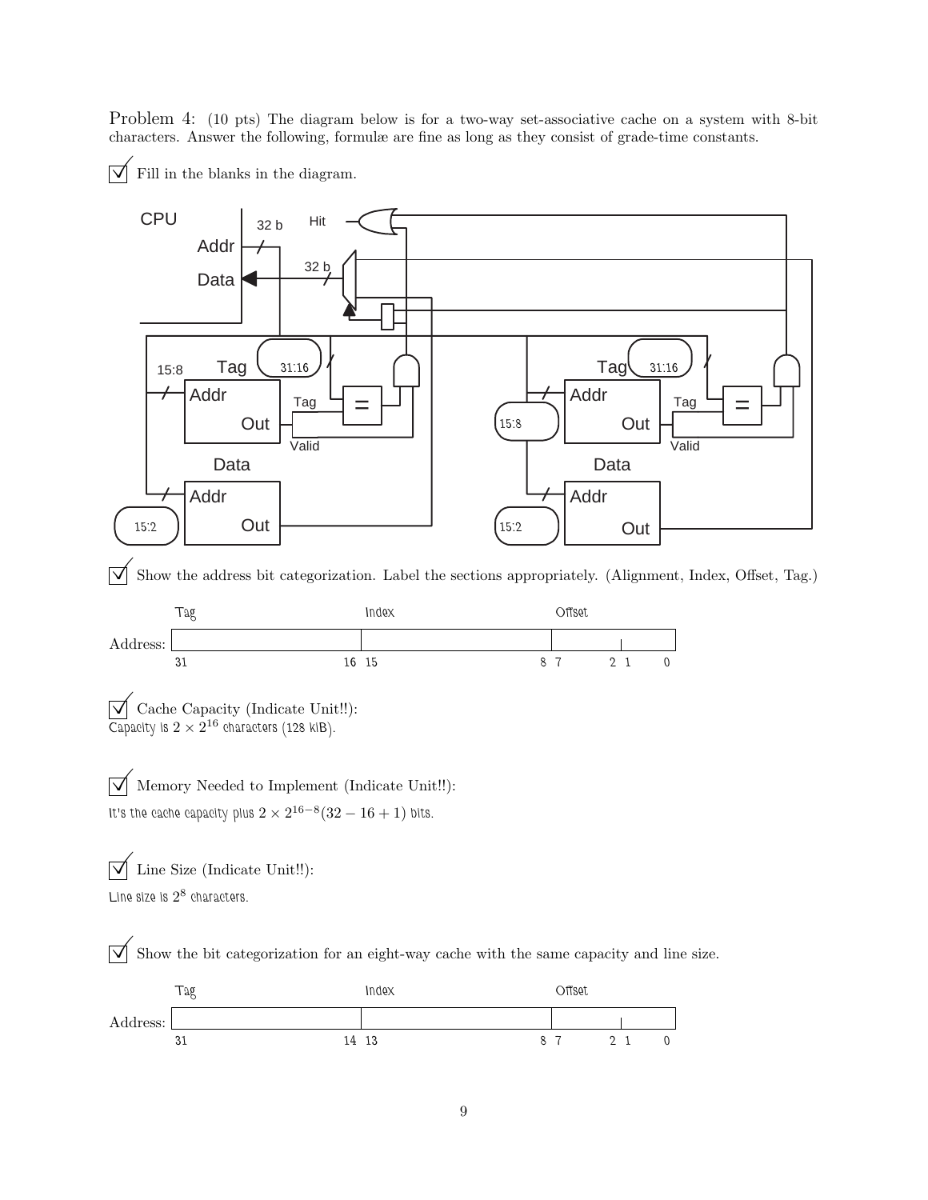Problem 4: (10 pts) The diagram below is for a two-way set-associative cache on a system with 8-bit characters. Answer the following, formulæ are fine as long as they consist of grade-time constants.

☑ Fill in the blanks in the diagram.

CPU

Addr — 32 b

Data — 32 b

Hit

Tag — 31:16 — 15:8 — Addr — Out — Tag — = — Valid

Data — Addr — Out — 15:2

Tag — 31:16 — 15:8 — Addr — Out — Tag — = — Valid

Data — Addr — Out — 15:2

☑ Show the address bit categorization. Label the sections appropriately. (Alignment, Index, Offset, Tag.)

| | Tag | Index | Offset | |
|---|---|---|---|---|
| Address: | 31 16 | 15 8 | 7 2 | 1 0 |

☑ Cache Capacity (Indicate Unit!!):

Capacity is $2 \times 2^{16}$ characters (128 kiB).

☑ Memory Needed to Implement (Indicate Unit!!):

It's the cache capacity plus $2 \times 2^{16-8}(32 - 16 + 1)$ bits.

☑ Line Size (Indicate Unit!!):

Line size is $2^8$ characters.

☑ Show the bit categorization for an eight-way cache with the same capacity and line size.

| | Tag | Index | Offset | |
|---|---|---|---|---|
| Address: | 31 14 | 13 8 | 7 2 | 1 0 |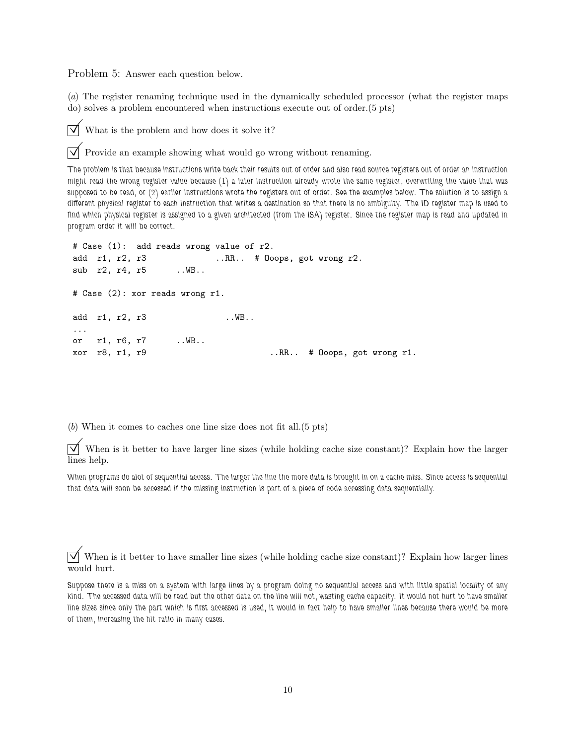Problem 5: Answer each question below.

(*a*) The register renaming technique used in the dynamically scheduled processor (what the register maps do) solves a problem encountered when instructions execute out of order.(5 pts)

☑ What is the problem and how does it solve it?

☑ Provide an example showing what would go wrong without renaming.

The problem is that because instructions write back their results out of order and also read source registers out of order an instruction might read the wrong register value because (1) a later instruction already wrote the same register, overwriting the value that was supposed to be read, or (2) earlier instructions wrote the registers out of order. See the examples below. The solution is to assign a different physical register to each instruction that writes a destination so that there is no ambiguity. The ID register map is used to find which physical register is assigned to a given architected (from the ISA) register. Since the register map is read and updated in program order it will be correct.

```
# Case (1):  add reads wrong value of r2.
add  r1, r2, r3              ..RR..  # Ooops, got wrong r2.
sub  r2, r4, r5      ..WB..

# Case (2): xor reads wrong r1.

add  r1, r2, r3                ..WB..
...
or   r1, r6, r7      ..WB..
xor  r8, r1, r9                          ..RR..  # Ooops, got wrong r1.
```

(*b*) When it comes to caches one line size does not fit all.(5 pts)

☑ When is it better to have larger line sizes (while holding cache size constant)? Explain how the larger lines help.

When programs do alot of sequential access. The larger the line the more data is brought in on a cache miss. Since access is sequential that data will soon be accessed if the missing instruction is part of a piece of code accessing data sequentially.

☑ When is it better to have smaller line sizes (while holding cache size constant)? Explain how larger lines would hurt.

Suppose there is a miss on a system with large lines by a program doing no sequential access and with little spatial locality of any kind. The accessed data will be read but the other data on the line will not, wasting cache capacity. It would not hurt to have smaller line sizes since only the part which is first accessed is used, it would in fact help to have smaller lines because there would be more of them, increasing the hit ratio in many cases.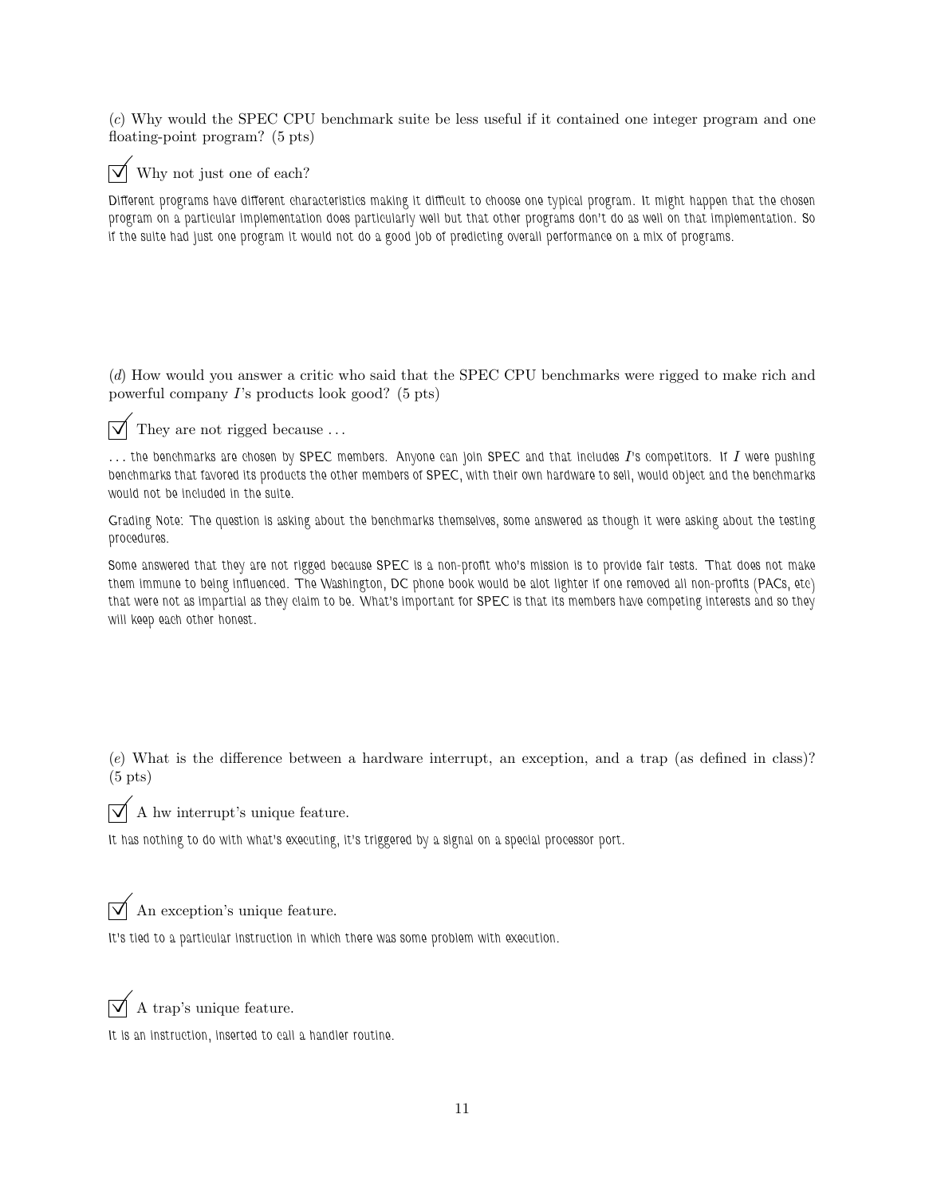(*c*) Why would the SPEC CPU benchmark suite be less useful if it contained one integer program and one floating-point program? (5 pts)

☑ Why not just one of each?

Different programs have different characteristics making it difficult to choose one typical program. It might happen that the chosen program on a particular implementation does particularly well but that other programs don't do as well on that implementation. So if the suite had just one program it would not do a good job of predicting overall performance on a mix of programs.

(*d*) How would you answer a critic who said that the SPEC CPU benchmarks were rigged to make rich and powerful company $I$'s products look good? (5 pts)

☑ They are not rigged because ...

... the benchmarks are chosen by SPEC members. Anyone can join SPEC and that includes $I$'s competitors. If $I$ were pushing benchmarks that favored its products the other members of SPEC, with their own hardware to sell, would object and the benchmarks would not be included in the suite.

Grading Note: The question is asking about the benchmarks themselves, some answered as though it were asking about the testing procedures.

Some answered that they are not rigged because SPEC is a non-profit who's mission is to provide fair tests. That does not make them immune to being influenced. The Washington, DC phone book would be alot lighter if one removed all non-profits (PACs, etc) that were not as impartial as they claim to be. What's important for SPEC is that its members have competing interests and so they will keep each other honest.

(*e*) What is the difference between a hardware interrupt, an exception, and a trap (as defined in class)? (5 pts)

☑ A hw interrupt's unique feature.

It has nothing to do with what's executing, it's triggered by a signal on a special processor port.

☑ An exception's unique feature.

It's tied to a particular instruction in which there was some problem with execution.

☑ A trap's unique feature.

It is an instruction, inserted to call a handler routine.